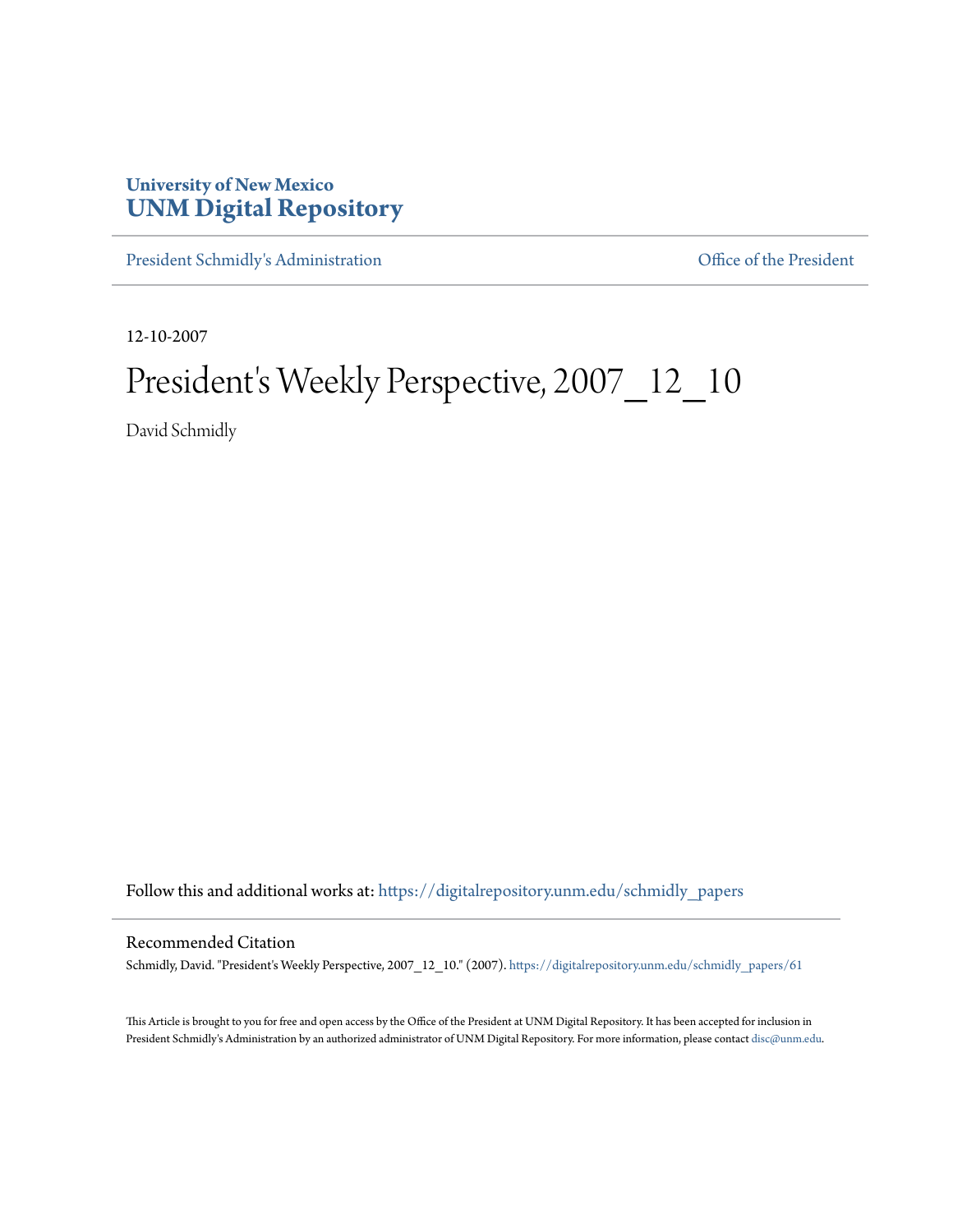University of New Mexico
**UNM Digital Repository**

President Schmidly's Administration | Office of the President

12-10-2007

# President's Weekly Perspective, 2007_12_10

David Schmidly

Follow this and additional works at: https://digitalrepository.unm.edu/schmidly_papers

## Recommended Citation

Schmidly, David. "President's Weekly Perspective, 2007_12_10." (2007). https://digitalrepository.unm.edu/schmidly_papers/61

This Article is brought to you for free and open access by the Office of the President at UNM Digital Repository. It has been accepted for inclusion in President Schmidly's Administration by an authorized administrator of UNM Digital Repository. For more information, please contact disc@unm.edu.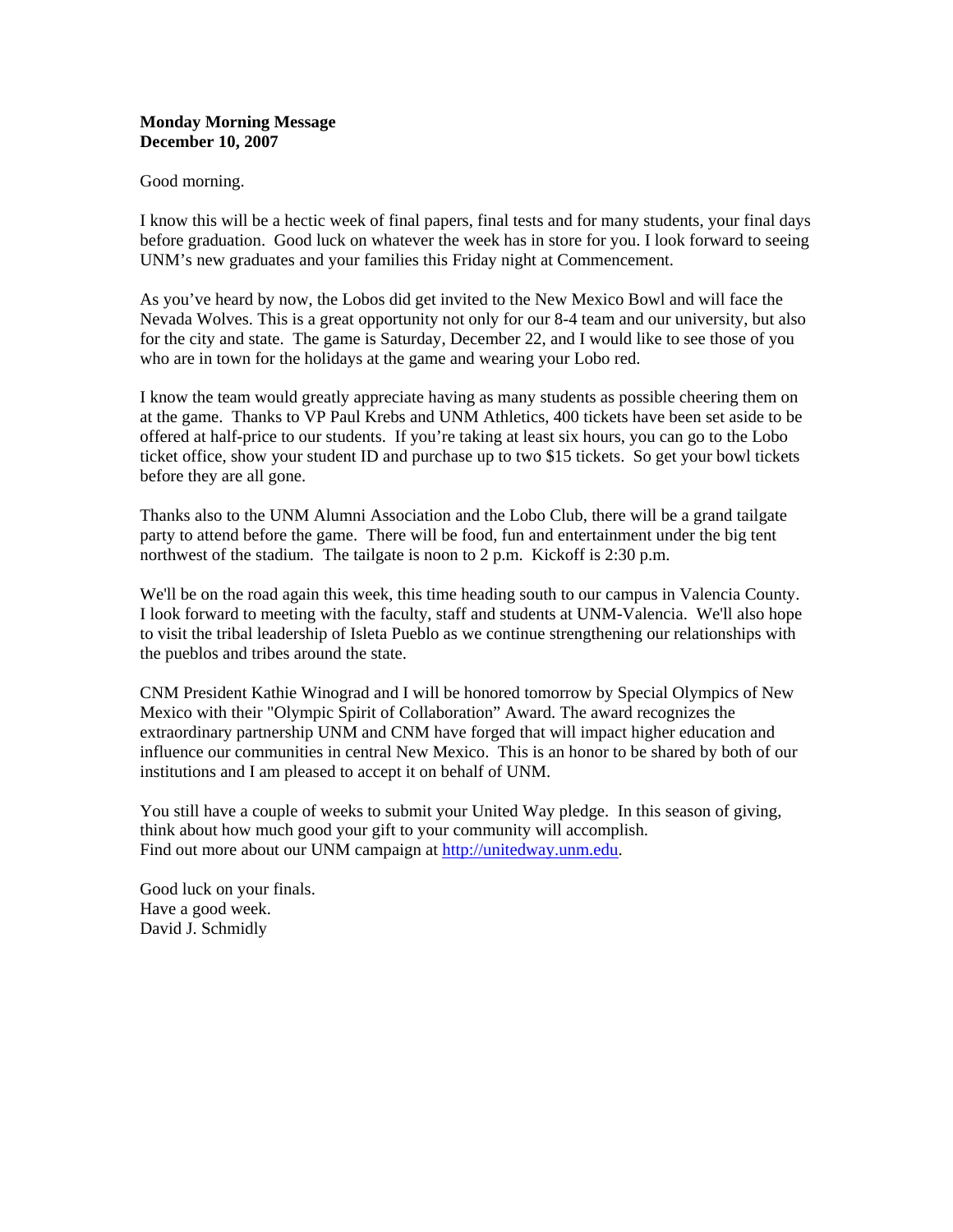**Monday Morning Message**
**December 10, 2007**

Good morning.

I know this will be a hectic week of final papers, final tests and for many students, your final days before graduation. Good luck on whatever the week has in store for you. I look forward to seeing UNM's new graduates and your families this Friday night at Commencement.

As you've heard by now, the Lobos did get invited to the New Mexico Bowl and will face the Nevada Wolves. This is a great opportunity not only for our 8-4 team and our university, but also for the city and state. The game is Saturday, December 22, and I would like to see those of you who are in town for the holidays at the game and wearing your Lobo red.

I know the team would greatly appreciate having as many students as possible cheering them on at the game. Thanks to VP Paul Krebs and UNM Athletics, 400 tickets have been set aside to be offered at half-price to our students. If you're taking at least six hours, you can go to the Lobo ticket office, show your student ID and purchase up to two $15 tickets. So get your bowl tickets before they are all gone.

Thanks also to the UNM Alumni Association and the Lobo Club, there will be a grand tailgate party to attend before the game. There will be food, fun and entertainment under the big tent northwest of the stadium. The tailgate is noon to 2 p.m. Kickoff is 2:30 p.m.

We'll be on the road again this week, this time heading south to our campus in Valencia County. I look forward to meeting with the faculty, staff and students at UNM-Valencia. We'll also hope to visit the tribal leadership of Isleta Pueblo as we continue strengthening our relationships with the pueblos and tribes around the state.

CNM President Kathie Winograd and I will be honored tomorrow by Special Olympics of New Mexico with their "Olympic Spirit of Collaboration" Award. The award recognizes the extraordinary partnership UNM and CNM have forged that will impact higher education and influence our communities in central New Mexico. This is an honor to be shared by both of our institutions and I am pleased to accept it on behalf of UNM.

You still have a couple of weeks to submit your United Way pledge. In this season of giving, think about how much good your gift to your community will accomplish.
Find out more about our UNM campaign at http://unitedway.unm.edu.

Good luck on your finals.
Have a good week.
David J. Schmidly